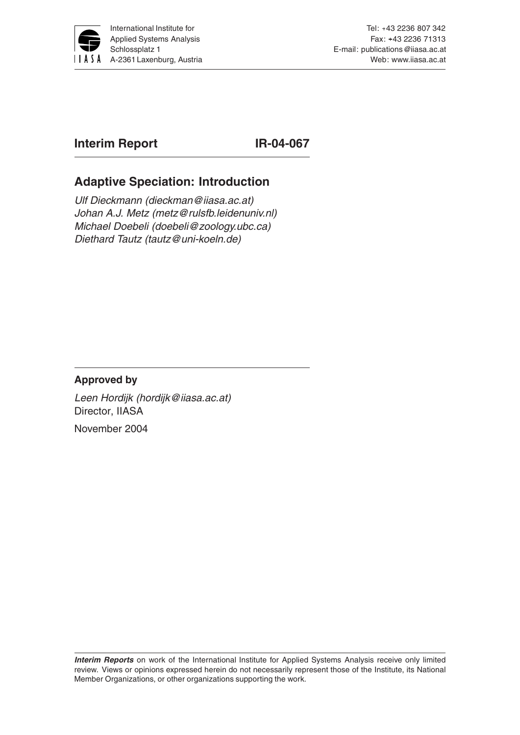International Institute for Applied Systems Analysis
Schlossplatz 1
A-2361 Laxenburg, Austria

Tel: +43 2236 807 342
Fax: +43 2236 71313
E-mail: publications@iiasa.ac.at
Web: www.iiasa.ac.at

**Interim Report** **IR-04-067**

# Adaptive Speciation: Introduction

*Ulf Dieckmann (dieckman@iiasa.ac.at)*
*Johan A.J. Metz (metz@rulsfb.leidenuniv.nl)*
*Michael Doebeli (doebeli@zoology.ubc.ca)*
*Diethard Tautz (tautz@uni-koeln.de)*

**Approved by**

*Leen Hordijk (hordijk@iiasa.ac.at)*
Director, IIASA

November 2004

***Interim Reports*** on work of the International Institute for Applied Systems Analysis receive only limited review. Views or opinions expressed herein do not necessarily represent those of the Institute, its National Member Organizations, or other organizations supporting the work.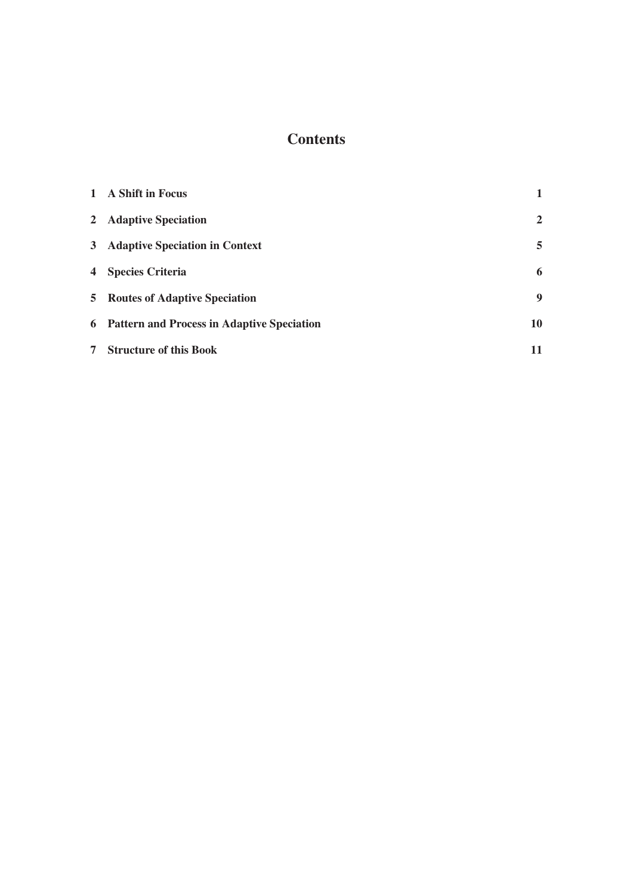# Contents

| | | |
|---|---|---|
| 1 | **A Shift in Focus** | **1** |
| 2 | **Adaptive Speciation** | **2** |
| 3 | **Adaptive Speciation in Context** | **5** |
| 4 | **Species Criteria** | **6** |
| 5 | **Routes of Adaptive Speciation** | **9** |
| 6 | **Pattern and Process in Adaptive Speciation** | **10** |
| 7 | **Structure of this Book** | **11** |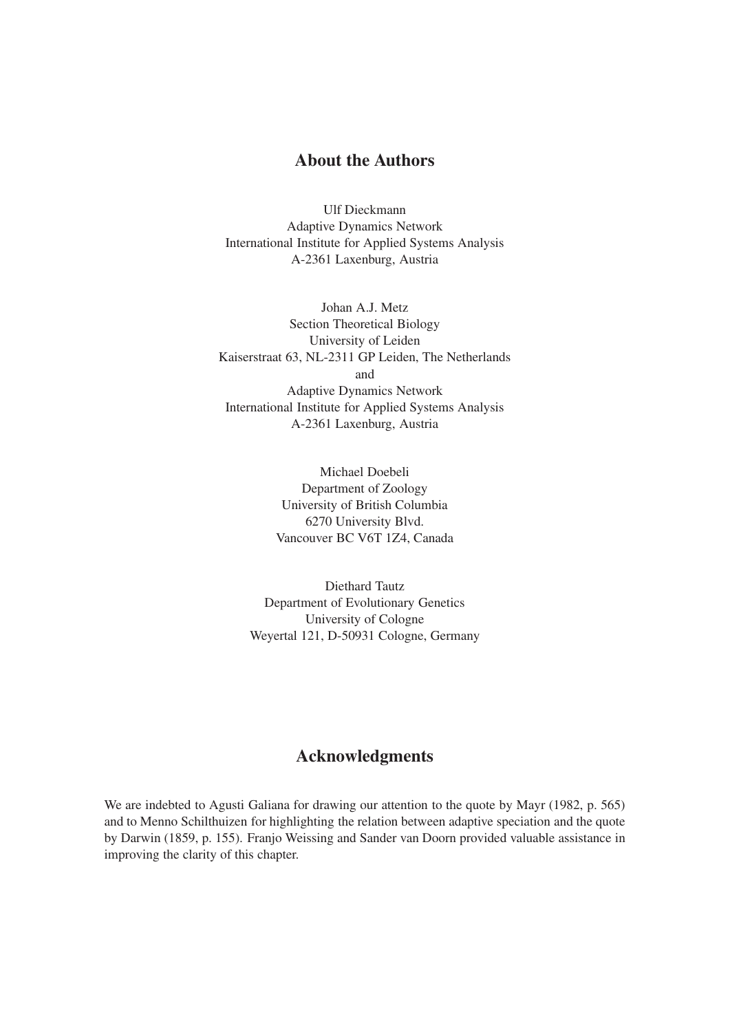## About the Authors

Ulf Dieckmann
Adaptive Dynamics Network
International Institute for Applied Systems Analysis
A-2361 Laxenburg, Austria

Johan A.J. Metz
Section Theoretical Biology
University of Leiden
Kaiserstraat 63, NL-2311 GP Leiden, The Netherlands
and
Adaptive Dynamics Network
International Institute for Applied Systems Analysis
A-2361 Laxenburg, Austria

Michael Doebeli
Department of Zoology
University of British Columbia
6270 University Blvd.
Vancouver BC V6T 1Z4, Canada

Diethard Tautz
Department of Evolutionary Genetics
University of Cologne
Weyertal 121, D-50931 Cologne, Germany

## Acknowledgments

We are indebted to Agusti Galiana for drawing our attention to the quote by Mayr (1982, p. 565) and to Menno Schilthuizen for highlighting the relation between adaptive speciation and the quote by Darwin (1859, p. 155). Franjo Weissing and Sander van Doorn provided valuable assistance in improving the clarity of this chapter.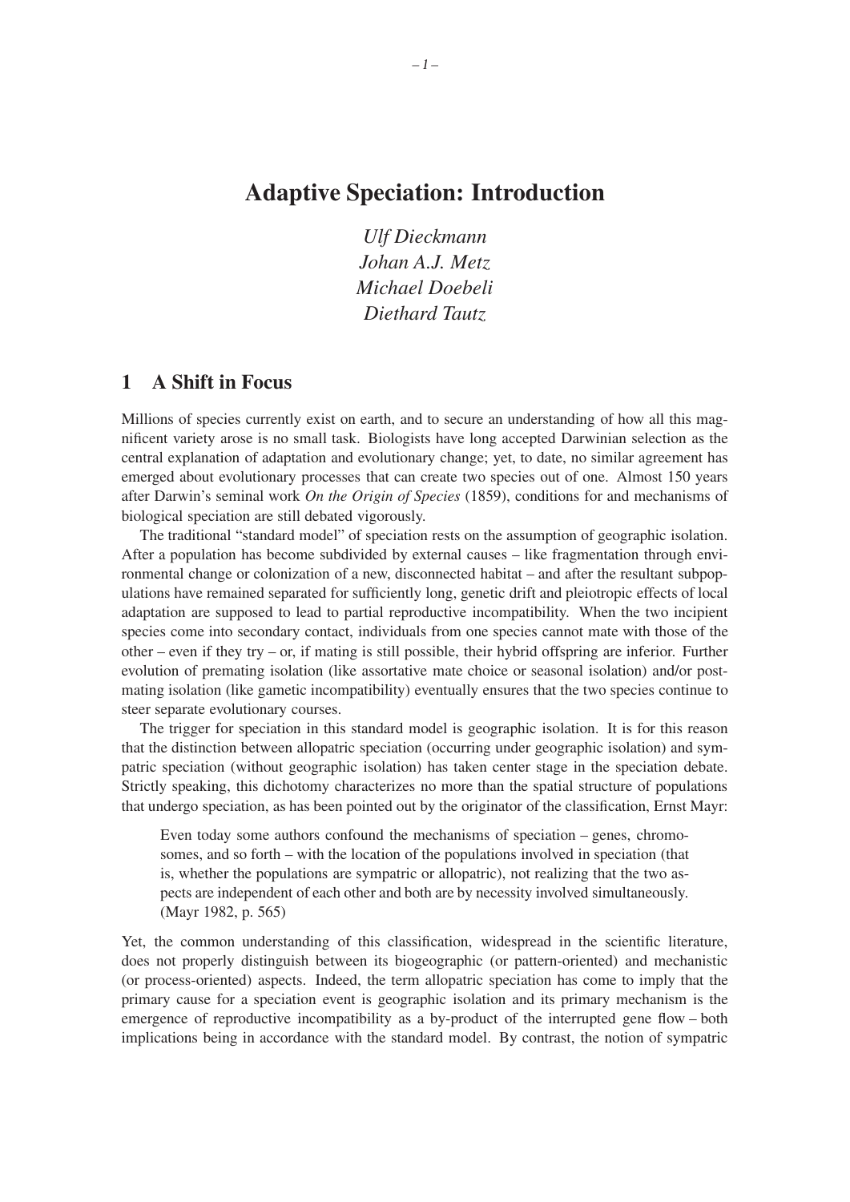# Adaptive Speciation: Introduction

*Ulf Dieckmann*
*Johan A.J. Metz*
*Michael Doebeli*
*Diethard Tautz*

## 1 A Shift in Focus

Millions of species currently exist on earth, and to secure an understanding of how all this magnificent variety arose is no small task. Biologists have long accepted Darwinian selection as the central explanation of adaptation and evolutionary change; yet, to date, no similar agreement has emerged about evolutionary processes that can create two species out of one. Almost 150 years after Darwin's seminal work *On the Origin of Species* (1859), conditions for and mechanisms of biological speciation are still debated vigorously.

The traditional "standard model" of speciation rests on the assumption of geographic isolation. After a population has become subdivided by external causes – like fragmentation through environmental change or colonization of a new, disconnected habitat – and after the resultant subpopulations have remained separated for sufficiently long, genetic drift and pleiotropic effects of local adaptation are supposed to lead to partial reproductive incompatibility. When the two incipient species come into secondary contact, individuals from one species cannot mate with those of the other – even if they try – or, if mating is still possible, their hybrid offspring are inferior. Further evolution of premating isolation (like assortative mate choice or seasonal isolation) and/or postmating isolation (like gametic incompatibility) eventually ensures that the two species continue to steer separate evolutionary courses.

The trigger for speciation in this standard model is geographic isolation. It is for this reason that the distinction between allopatric speciation (occurring under geographic isolation) and sympatric speciation (without geographic isolation) has taken center stage in the speciation debate. Strictly speaking, this dichotomy characterizes no more than the spatial structure of populations that undergo speciation, as has been pointed out by the originator of the classification, Ernst Mayr:

> Even today some authors confound the mechanisms of speciation – genes, chromosomes, and so forth – with the location of the populations involved in speciation (that is, whether the populations are sympatric or allopatric), not realizing that the two aspects are independent of each other and both are by necessity involved simultaneously. (Mayr 1982, p. 565)

Yet, the common understanding of this classification, widespread in the scientific literature, does not properly distinguish between its biogeographic (or pattern-oriented) and mechanistic (or process-oriented) aspects. Indeed, the term allopatric speciation has come to imply that the primary cause for a speciation event is geographic isolation and its primary mechanism is the emergence of reproductive incompatibility as a by-product of the interrupted gene flow – both implications being in accordance with the standard model. By contrast, the notion of sympatric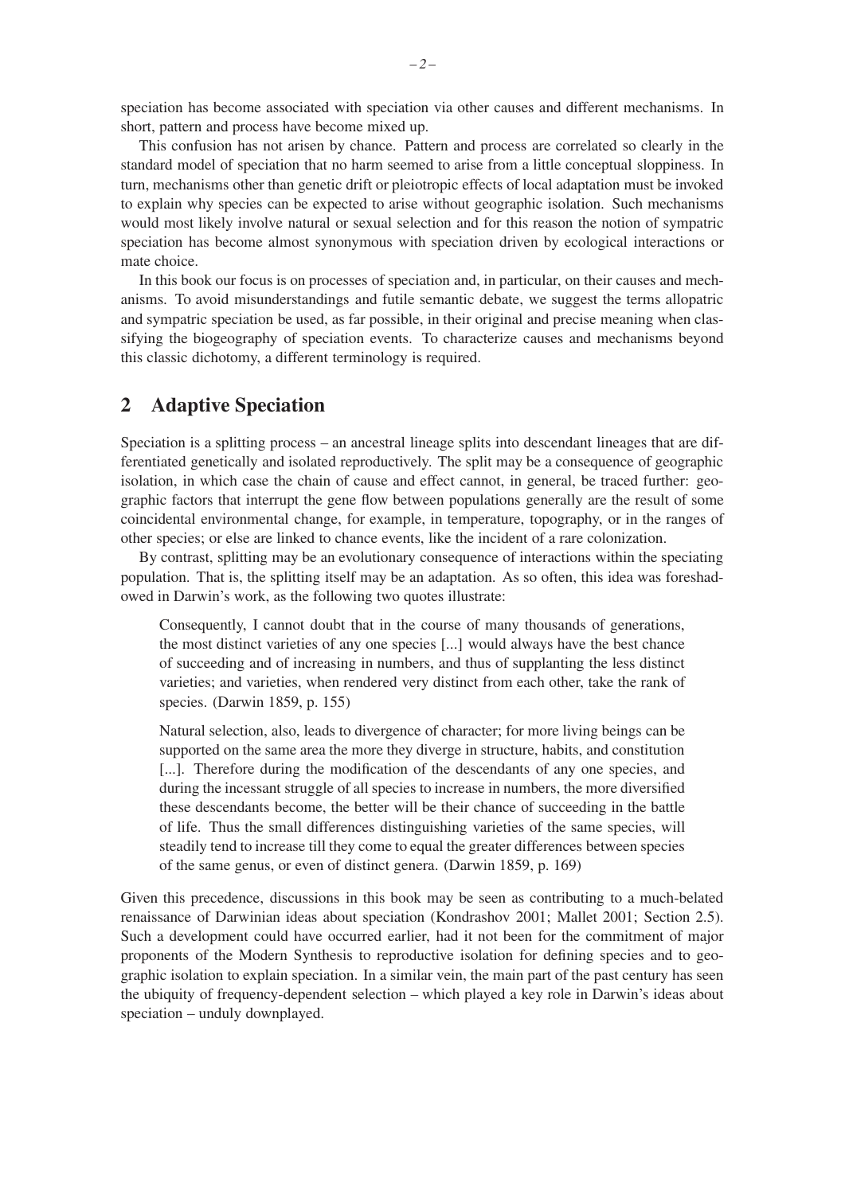speciation has become associated with speciation via other causes and different mechanisms. In short, pattern and process have become mixed up.

This confusion has not arisen by chance. Pattern and process are correlated so clearly in the standard model of speciation that no harm seemed to arise from a little conceptual sloppiness. In turn, mechanisms other than genetic drift or pleiotropic effects of local adaptation must be invoked to explain why species can be expected to arise without geographic isolation. Such mechanisms would most likely involve natural or sexual selection and for this reason the notion of sympatric speciation has become almost synonymous with speciation driven by ecological interactions or mate choice.

In this book our focus is on processes of speciation and, in particular, on their causes and mechanisms. To avoid misunderstandings and futile semantic debate, we suggest the terms allopatric and sympatric speciation be used, as far possible, in their original and precise meaning when classifying the biogeography of speciation events. To characterize causes and mechanisms beyond this classic dichotomy, a different terminology is required.

## 2 Adaptive Speciation

Speciation is a splitting process – an ancestral lineage splits into descendant lineages that are differentiated genetically and isolated reproductively. The split may be a consequence of geographic isolation, in which case the chain of cause and effect cannot, in general, be traced further: geographic factors that interrupt the gene flow between populations generally are the result of some coincidental environmental change, for example, in temperature, topography, or in the ranges of other species; or else are linked to chance events, like the incident of a rare colonization.

By contrast, splitting may be an evolutionary consequence of interactions within the speciating population. That is, the splitting itself may be an adaptation. As so often, this idea was foreshadowed in Darwin's work, as the following two quotes illustrate:

> Consequently, I cannot doubt that in the course of many thousands of generations, the most distinct varieties of any one species [...] would always have the best chance of succeeding and of increasing in numbers, and thus of supplanting the less distinct varieties; and varieties, when rendered very distinct from each other, take the rank of species. (Darwin 1859, p. 155)

> Natural selection, also, leads to divergence of character; for more living beings can be supported on the same area the more they diverge in structure, habits, and constitution [...]. Therefore during the modification of the descendants of any one species, and during the incessant struggle of all species to increase in numbers, the more diversified these descendants become, the better will be their chance of succeeding in the battle of life. Thus the small differences distinguishing varieties of the same species, will steadily tend to increase till they come to equal the greater differences between species of the same genus, or even of distinct genera. (Darwin 1859, p. 169)

Given this precedence, discussions in this book may be seen as contributing to a much-belated renaissance of Darwinian ideas about speciation (Kondrashov 2001; Mallet 2001; Section 2.5). Such a development could have occurred earlier, had it not been for the commitment of major proponents of the Modern Synthesis to reproductive isolation for defining species and to geographic isolation to explain speciation. In a similar vein, the main part of the past century has seen the ubiquity of frequency-dependent selection – which played a key role in Darwin's ideas about speciation – unduly downplayed.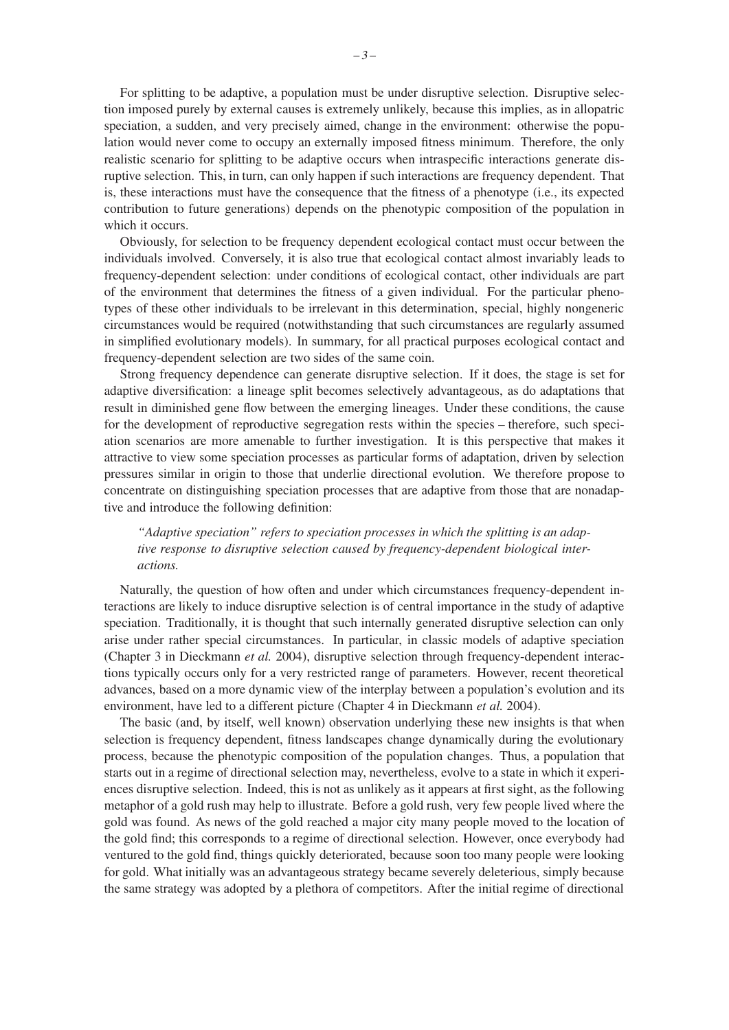For splitting to be adaptive, a population must be under disruptive selection. Disruptive selection imposed purely by external causes is extremely unlikely, because this implies, as in allopatric speciation, a sudden, and very precisely aimed, change in the environment: otherwise the population would never come to occupy an externally imposed fitness minimum. Therefore, the only realistic scenario for splitting to be adaptive occurs when intraspecific interactions generate disruptive selection. This, in turn, can only happen if such interactions are frequency dependent. That is, these interactions must have the consequence that the fitness of a phenotype (i.e., its expected contribution to future generations) depends on the phenotypic composition of the population in which it occurs.

Obviously, for selection to be frequency dependent ecological contact must occur between the individuals involved. Conversely, it is also true that ecological contact almost invariably leads to frequency-dependent selection: under conditions of ecological contact, other individuals are part of the environment that determines the fitness of a given individual. For the particular phenotypes of these other individuals to be irrelevant in this determination, special, highly nongeneric circumstances would be required (notwithstanding that such circumstances are regularly assumed in simplified evolutionary models). In summary, for all practical purposes ecological contact and frequency-dependent selection are two sides of the same coin.

Strong frequency dependence can generate disruptive selection. If it does, the stage is set for adaptive diversification: a lineage split becomes selectively advantageous, as do adaptations that result in diminished gene flow between the emerging lineages. Under these conditions, the cause for the development of reproductive segregation rests within the species – therefore, such speciation scenarios are more amenable to further investigation. It is this perspective that makes it attractive to view some speciation processes as particular forms of adaptation, driven by selection pressures similar in origin to those that underlie directional evolution. We therefore propose to concentrate on distinguishing speciation processes that are adaptive from those that are nonadaptive and introduce the following definition:

> *"Adaptive speciation" refers to speciation processes in which the splitting is an adaptive response to disruptive selection caused by frequency-dependent biological interactions.*

Naturally, the question of how often and under which circumstances frequency-dependent interactions are likely to induce disruptive selection is of central importance in the study of adaptive speciation. Traditionally, it is thought that such internally generated disruptive selection can only arise under rather special circumstances. In particular, in classic models of adaptive speciation (Chapter 3 in Dieckmann *et al.* 2004), disruptive selection through frequency-dependent interactions typically occurs only for a very restricted range of parameters. However, recent theoretical advances, based on a more dynamic view of the interplay between a population's evolution and its environment, have led to a different picture (Chapter 4 in Dieckmann *et al.* 2004).

The basic (and, by itself, well known) observation underlying these new insights is that when selection is frequency dependent, fitness landscapes change dynamically during the evolutionary process, because the phenotypic composition of the population changes. Thus, a population that starts out in a regime of directional selection may, nevertheless, evolve to a state in which it experiences disruptive selection. Indeed, this is not as unlikely as it appears at first sight, as the following metaphor of a gold rush may help to illustrate. Before a gold rush, very few people lived where the gold was found. As news of the gold reached a major city many people moved to the location of the gold find; this corresponds to a regime of directional selection. However, once everybody had ventured to the gold find, things quickly deteriorated, because soon too many people were looking for gold. What initially was an advantageous strategy became severely deleterious, simply because the same strategy was adopted by a plethora of competitors. After the initial regime of directional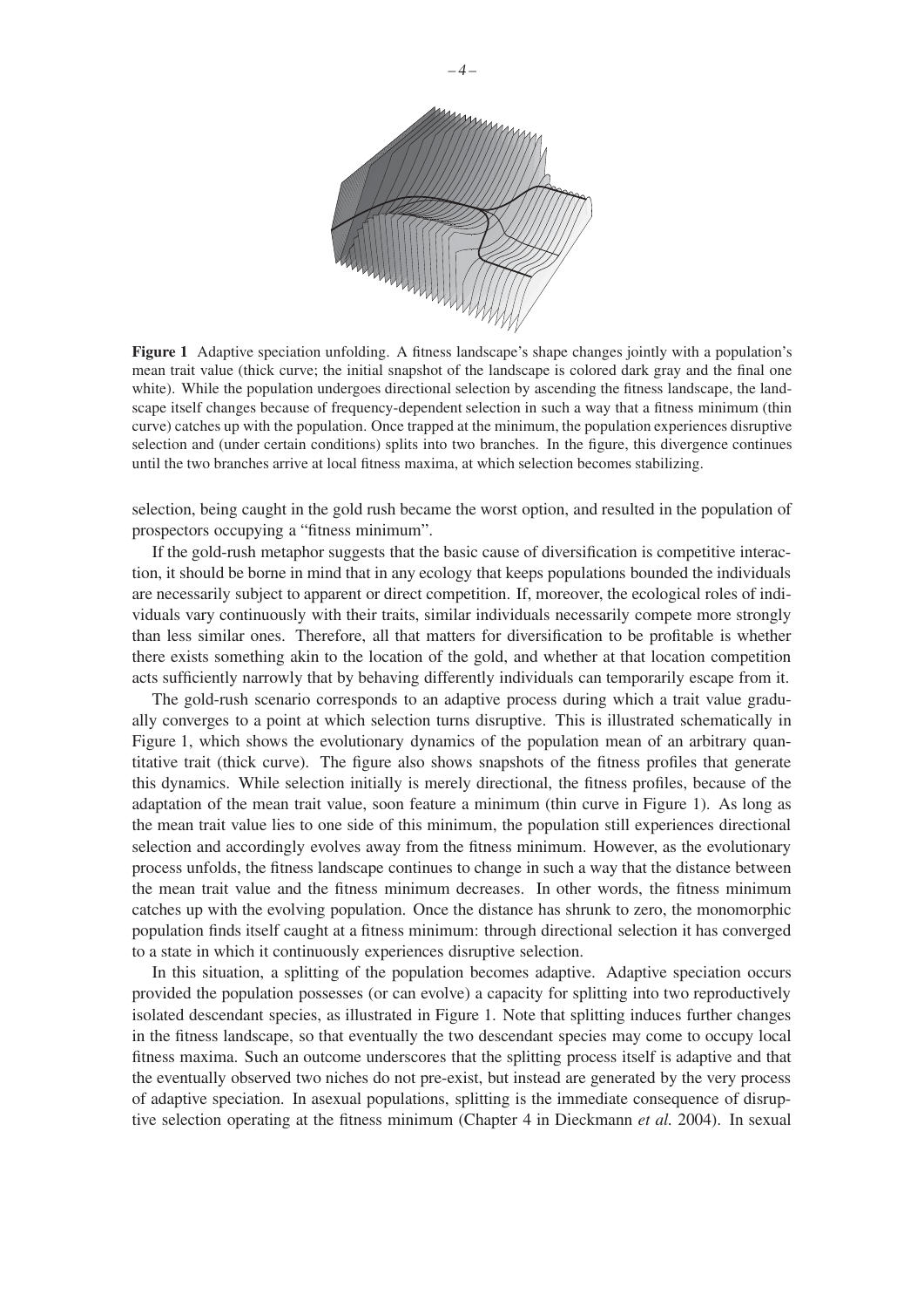**Figure 1** Adaptive speciation unfolding. A fitness landscape's shape changes jointly with a population's mean trait value (thick curve; the initial snapshot of the landscape is colored dark gray and the final one white). While the population undergoes directional selection by ascending the fitness landscape, the landscape itself changes because of frequency-dependent selection in such a way that a fitness minimum (thin curve) catches up with the population. Once trapped at the minimum, the population experiences disruptive selection and (under certain conditions) splits into two branches. In the figure, this divergence continues until the two branches arrive at local fitness maxima, at which selection becomes stabilizing.

selection, being caught in the gold rush became the worst option, and resulted in the population of prospectors occupying a "fitness minimum".

If the gold-rush metaphor suggests that the basic cause of diversification is competitive interaction, it should be borne in mind that in any ecology that keeps populations bounded the individuals are necessarily subject to apparent or direct competition. If, moreover, the ecological roles of individuals vary continuously with their traits, similar individuals necessarily compete more strongly than less similar ones. Therefore, all that matters for diversification to be profitable is whether there exists something akin to the location of the gold, and whether at that location competition acts sufficiently narrowly that by behaving differently individuals can temporarily escape from it.

The gold-rush scenario corresponds to an adaptive process during which a trait value gradually converges to a point at which selection turns disruptive. This is illustrated schematically in Figure 1, which shows the evolutionary dynamics of the population mean of an arbitrary quantitative trait (thick curve). The figure also shows snapshots of the fitness profiles that generate this dynamics. While selection initially is merely directional, the fitness profiles, because of the adaptation of the mean trait value, soon feature a minimum (thin curve in Figure 1). As long as the mean trait value lies to one side of this minimum, the population still experiences directional selection and accordingly evolves away from the fitness minimum. However, as the evolutionary process unfolds, the fitness landscape continues to change in such a way that the distance between the mean trait value and the fitness minimum decreases. In other words, the fitness minimum catches up with the evolving population. Once the distance has shrunk to zero, the monomorphic population finds itself caught at a fitness minimum: through directional selection it has converged to a state in which it continuously experiences disruptive selection.

In this situation, a splitting of the population becomes adaptive. Adaptive speciation occurs provided the population possesses (or can evolve) a capacity for splitting into two reproductively isolated descendant species, as illustrated in Figure 1. Note that splitting induces further changes in the fitness landscape, so that eventually the two descendant species may come to occupy local fitness maxima. Such an outcome underscores that the splitting process itself is adaptive and that the eventually observed two niches do not pre-exist, but instead are generated by the very process of adaptive speciation. In asexual populations, splitting is the immediate consequence of disruptive selection operating at the fitness minimum (Chapter 4 in Dieckmann *et al.* 2004). In sexual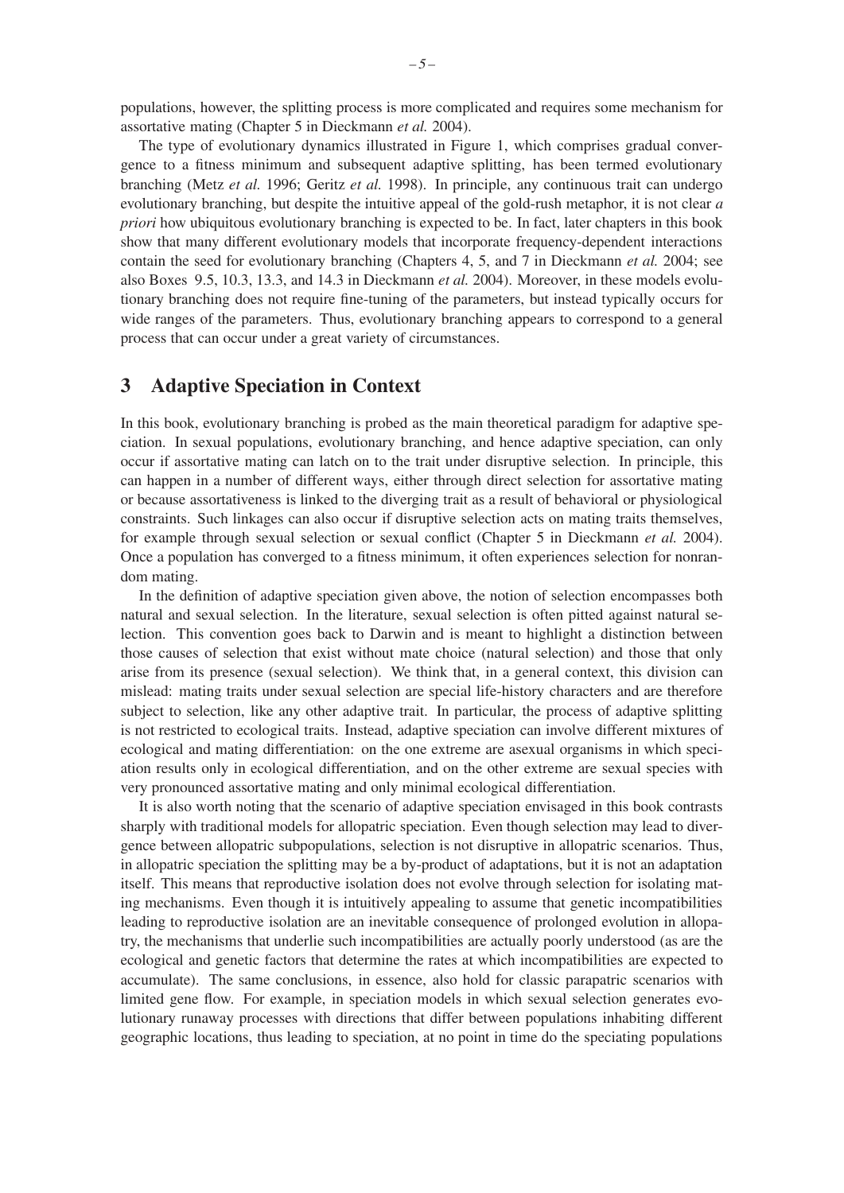populations, however, the splitting process is more complicated and requires some mechanism for assortative mating (Chapter 5 in Dieckmann *et al.* 2004).

The type of evolutionary dynamics illustrated in Figure 1, which comprises gradual convergence to a fitness minimum and subsequent adaptive splitting, has been termed evolutionary branching (Metz *et al.* 1996; Geritz *et al.* 1998). In principle, any continuous trait can undergo evolutionary branching, but despite the intuitive appeal of the gold-rush metaphor, it is not clear *a priori* how ubiquitous evolutionary branching is expected to be. In fact, later chapters in this book show that many different evolutionary models that incorporate frequency-dependent interactions contain the seed for evolutionary branching (Chapters 4, 5, and 7 in Dieckmann *et al.* 2004; see also Boxes 9.5, 10.3, 13.3, and 14.3 in Dieckmann *et al.* 2004). Moreover, in these models evolutionary branching does not require fine-tuning of the parameters, but instead typically occurs for wide ranges of the parameters. Thus, evolutionary branching appears to correspond to a general process that can occur under a great variety of circumstances.

## 3 Adaptive Speciation in Context

In this book, evolutionary branching is probed as the main theoretical paradigm for adaptive speciation. In sexual populations, evolutionary branching, and hence adaptive speciation, can only occur if assortative mating can latch on to the trait under disruptive selection. In principle, this can happen in a number of different ways, either through direct selection for assortative mating or because assortativeness is linked to the diverging trait as a result of behavioral or physiological constraints. Such linkages can also occur if disruptive selection acts on mating traits themselves, for example through sexual selection or sexual conflict (Chapter 5 in Dieckmann *et al.* 2004). Once a population has converged to a fitness minimum, it often experiences selection for nonrandom mating.

In the definition of adaptive speciation given above, the notion of selection encompasses both natural and sexual selection. In the literature, sexual selection is often pitted against natural selection. This convention goes back to Darwin and is meant to highlight a distinction between those causes of selection that exist without mate choice (natural selection) and those that only arise from its presence (sexual selection). We think that, in a general context, this division can mislead: mating traits under sexual selection are special life-history characters and are therefore subject to selection, like any other adaptive trait. In particular, the process of adaptive splitting is not restricted to ecological traits. Instead, adaptive speciation can involve different mixtures of ecological and mating differentiation: on the one extreme are asexual organisms in which speciation results only in ecological differentiation, and on the other extreme are sexual species with very pronounced assortative mating and only minimal ecological differentiation.

It is also worth noting that the scenario of adaptive speciation envisaged in this book contrasts sharply with traditional models for allopatric speciation. Even though selection may lead to divergence between allopatric subpopulations, selection is not disruptive in allopatric scenarios. Thus, in allopatric speciation the splitting may be a by-product of adaptations, but it is not an adaptation itself. This means that reproductive isolation does not evolve through selection for isolating mating mechanisms. Even though it is intuitively appealing to assume that genetic incompatibilities leading to reproductive isolation are an inevitable consequence of prolonged evolution in allopatry, the mechanisms that underlie such incompatibilities are actually poorly understood (as are the ecological and genetic factors that determine the rates at which incompatibilities are expected to accumulate). The same conclusions, in essence, also hold for classic parapatric scenarios with limited gene flow. For example, in speciation models in which sexual selection generates evolutionary runaway processes with directions that differ between populations inhabiting different geographic locations, thus leading to speciation, at no point in time do the speciating populations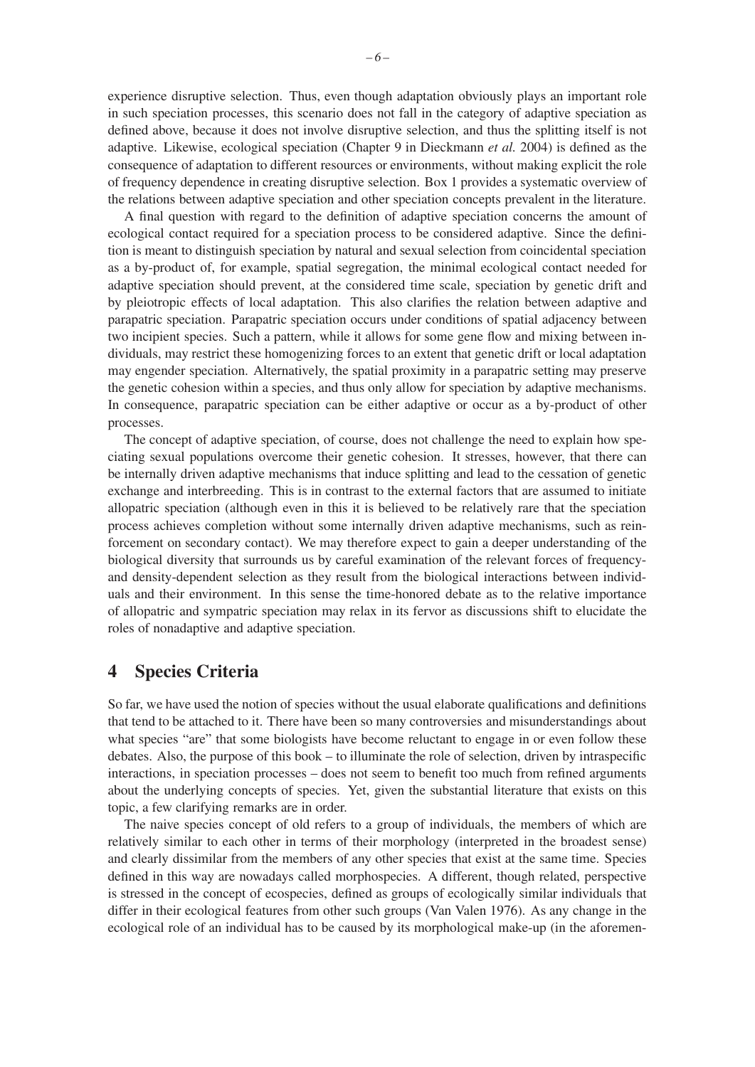experience disruptive selection. Thus, even though adaptation obviously plays an important role in such speciation processes, this scenario does not fall in the category of adaptive speciation as defined above, because it does not involve disruptive selection, and thus the splitting itself is not adaptive. Likewise, ecological speciation (Chapter 9 in Dieckmann *et al.* 2004) is defined as the consequence of adaptation to different resources or environments, without making explicit the role of frequency dependence in creating disruptive selection. Box 1 provides a systematic overview of the relations between adaptive speciation and other speciation concepts prevalent in the literature.

A final question with regard to the definition of adaptive speciation concerns the amount of ecological contact required for a speciation process to be considered adaptive. Since the definition is meant to distinguish speciation by natural and sexual selection from coincidental speciation as a by-product of, for example, spatial segregation, the minimal ecological contact needed for adaptive speciation should prevent, at the considered time scale, speciation by genetic drift and by pleiotropic effects of local adaptation. This also clarifies the relation between adaptive and parapatric speciation. Parapatric speciation occurs under conditions of spatial adjacency between two incipient species. Such a pattern, while it allows for some gene flow and mixing between individuals, may restrict these homogenizing forces to an extent that genetic drift or local adaptation may engender speciation. Alternatively, the spatial proximity in a parapatric setting may preserve the genetic cohesion within a species, and thus only allow for speciation by adaptive mechanisms. In consequence, parapatric speciation can be either adaptive or occur as a by-product of other processes.

The concept of adaptive speciation, of course, does not challenge the need to explain how speciating sexual populations overcome their genetic cohesion. It stresses, however, that there can be internally driven adaptive mechanisms that induce splitting and lead to the cessation of genetic exchange and interbreeding. This is in contrast to the external factors that are assumed to initiate allopatric speciation (although even in this it is believed to be relatively rare that the speciation process achieves completion without some internally driven adaptive mechanisms, such as reinforcement on secondary contact). We may therefore expect to gain a deeper understanding of the biological diversity that surrounds us by careful examination of the relevant forces of frequency- and density-dependent selection as they result from the biological interactions between individuals and their environment. In this sense the time-honored debate as to the relative importance of allopatric and sympatric speciation may relax in its fervor as discussions shift to elucidate the roles of nonadaptive and adaptive speciation.

## 4 Species Criteria

So far, we have used the notion of species without the usual elaborate qualifications and definitions that tend to be attached to it. There have been so many controversies and misunderstandings about what species "are" that some biologists have become reluctant to engage in or even follow these debates. Also, the purpose of this book – to illuminate the role of selection, driven by intraspecific interactions, in speciation processes – does not seem to benefit too much from refined arguments about the underlying concepts of species. Yet, given the substantial literature that exists on this topic, a few clarifying remarks are in order.

The naive species concept of old refers to a group of individuals, the members of which are relatively similar to each other in terms of their morphology (interpreted in the broadest sense) and clearly dissimilar from the members of any other species that exist at the same time. Species defined in this way are nowadays called morphospecies. A different, though related, perspective is stressed in the concept of ecospecies, defined as groups of ecologically similar individuals that differ in their ecological features from other such groups (Van Valen 1976). As any change in the ecological role of an individual has to be caused by its morphological make-up (in the aforemen-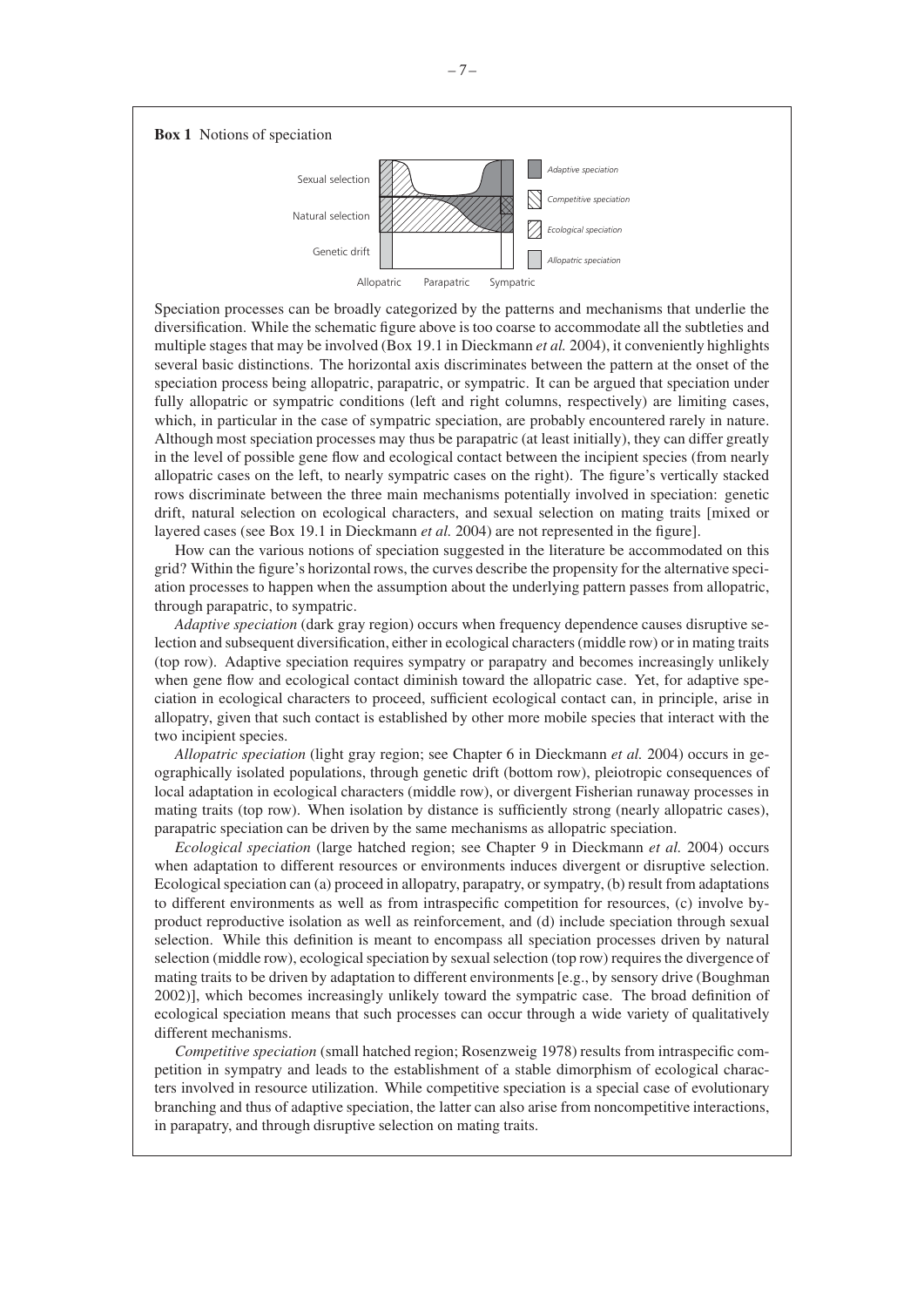**Box 1** Notions of speciation

Sexual selection

Natural selection

Genetic drift

Allopatric Parapatric Sympatric

*Adaptive speciation*

*Competitive speciation*

*Ecological speciation*

*Allopatric speciation*

Speciation processes can be broadly categorized by the patterns and mechanisms that underlie the diversification. While the schematic figure above is too coarse to accommodate all the subtleties and multiple stages that may be involved (Box 19.1 in Dieckmann *et al.* 2004), it conveniently highlights several basic distinctions. The horizontal axis discriminates between the pattern at the onset of the speciation process being allopatric, parapatric, or sympatric. It can be argued that speciation under fully allopatric or sympatric conditions (left and right columns, respectively) are limiting cases, which, in particular in the case of sympatric speciation, are probably encountered rarely in nature. Although most speciation processes may thus be parapatric (at least initially), they can differ greatly in the level of possible gene flow and ecological contact between the incipient species (from nearly allopatric cases on the left, to nearly sympatric cases on the right). The figure's vertically stacked rows discriminate between the three main mechanisms potentially involved in speciation: genetic drift, natural selection on ecological characters, and sexual selection on mating traits [mixed or layered cases (see Box 19.1 in Dieckmann *et al.* 2004) are not represented in the figure].

How can the various notions of speciation suggested in the literature be accommodated on this grid? Within the figure's horizontal rows, the curves describe the propensity for the alternative speciation processes to happen when the assumption about the underlying pattern passes from allopatric, through parapatric, to sympatric.

*Adaptive speciation* (dark gray region) occurs when frequency dependence causes disruptive selection and subsequent diversification, either in ecological characters (middle row) or in mating traits (top row). Adaptive speciation requires sympatry or parapatry and becomes increasingly unlikely when gene flow and ecological contact diminish toward the allopatric case. Yet, for adaptive speciation in ecological characters to proceed, sufficient ecological contact can, in principle, arise in allopatry, given that such contact is established by other more mobile species that interact with the two incipient species.

*Allopatric speciation* (light gray region; see Chapter 6 in Dieckmann *et al.* 2004) occurs in geographically isolated populations, through genetic drift (bottom row), pleiotropic consequences of local adaptation in ecological characters (middle row), or divergent Fisherian runaway processes in mating traits (top row). When isolation by distance is sufficiently strong (nearly allopatric cases), parapatric speciation can be driven by the same mechanisms as allopatric speciation.

*Ecological speciation* (large hatched region; see Chapter 9 in Dieckmann *et al.* 2004) occurs when adaptation to different resources or environments induces divergent or disruptive selection. Ecological speciation can (a) proceed in allopatry, parapatry, or sympatry, (b) result from adaptations to different environments as well as from intraspecific competition for resources, (c) involve by-product reproductive isolation as well as reinforcement, and (d) include speciation through sexual selection. While this definition is meant to encompass all speciation processes driven by natural selection (middle row), ecological speciation by sexual selection (top row) requires the divergence of mating traits to be driven by adaptation to different environments [e.g., by sensory drive (Boughman 2002)], which becomes increasingly unlikely toward the sympatric case. The broad definition of ecological speciation means that such processes can occur through a wide variety of qualitatively different mechanisms.

*Competitive speciation* (small hatched region; Rosenzweig 1978) results from intraspecific competition in sympatry and leads to the establishment of a stable dimorphism of ecological characters involved in resource utilization. While competitive speciation is a special case of evolutionary branching and thus of adaptive speciation, the latter can also arise from noncompetitive interactions, in parapatry, and through disruptive selection on mating traits.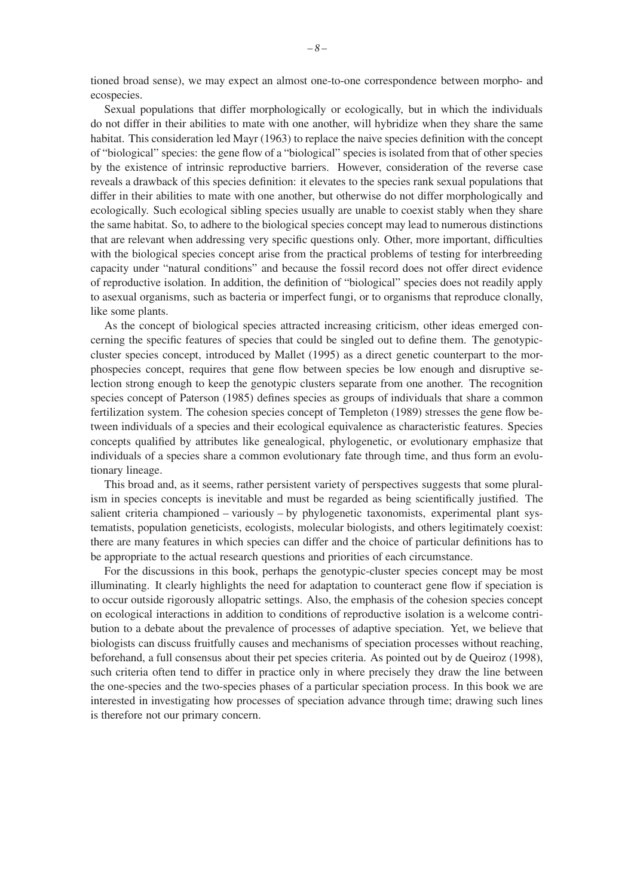tioned broad sense), we may expect an almost one-to-one correspondence between morpho- and ecospecies.

Sexual populations that differ morphologically or ecologically, but in which the individuals do not differ in their abilities to mate with one another, will hybridize when they share the same habitat. This consideration led Mayr (1963) to replace the naive species definition with the concept of "biological" species: the gene flow of a "biological" species is isolated from that of other species by the existence of intrinsic reproductive barriers. However, consideration of the reverse case reveals a drawback of this species definition: it elevates to the species rank sexual populations that differ in their abilities to mate with one another, but otherwise do not differ morphologically and ecologically. Such ecological sibling species usually are unable to coexist stably when they share the same habitat. So, to adhere to the biological species concept may lead to numerous distinctions that are relevant when addressing very specific questions only. Other, more important, difficulties with the biological species concept arise from the practical problems of testing for interbreeding capacity under "natural conditions" and because the fossil record does not offer direct evidence of reproductive isolation. In addition, the definition of "biological" species does not readily apply to asexual organisms, such as bacteria or imperfect fungi, or to organisms that reproduce clonally, like some plants.

As the concept of biological species attracted increasing criticism, other ideas emerged concerning the specific features of species that could be singled out to define them. The genotypic-cluster species concept, introduced by Mallet (1995) as a direct genetic counterpart to the morphospecies concept, requires that gene flow between species be low enough and disruptive selection strong enough to keep the genotypic clusters separate from one another. The recognition species concept of Paterson (1985) defines species as groups of individuals that share a common fertilization system. The cohesion species concept of Templeton (1989) stresses the gene flow between individuals of a species and their ecological equivalence as characteristic features. Species concepts qualified by attributes like genealogical, phylogenetic, or evolutionary emphasize that individuals of a species share a common evolutionary fate through time, and thus form an evolutionary lineage.

This broad and, as it seems, rather persistent variety of perspectives suggests that some pluralism in species concepts is inevitable and must be regarded as being scientifically justified. The salient criteria championed – variously – by phylogenetic taxonomists, experimental plant systematists, population geneticists, ecologists, molecular biologists, and others legitimately coexist: there are many features in which species can differ and the choice of particular definitions has to be appropriate to the actual research questions and priorities of each circumstance.

For the discussions in this book, perhaps the genotypic-cluster species concept may be most illuminating. It clearly highlights the need for adaptation to counteract gene flow if speciation is to occur outside rigorously allopatric settings. Also, the emphasis of the cohesion species concept on ecological interactions in addition to conditions of reproductive isolation is a welcome contribution to a debate about the prevalence of processes of adaptive speciation. Yet, we believe that biologists can discuss fruitfully causes and mechanisms of speciation processes without reaching, beforehand, a full consensus about their pet species criteria. As pointed out by de Queiroz (1998), such criteria often tend to differ in practice only in where precisely they draw the line between the one-species and the two-species phases of a particular speciation process. In this book we are interested in investigating how processes of speciation advance through time; drawing such lines is therefore not our primary concern.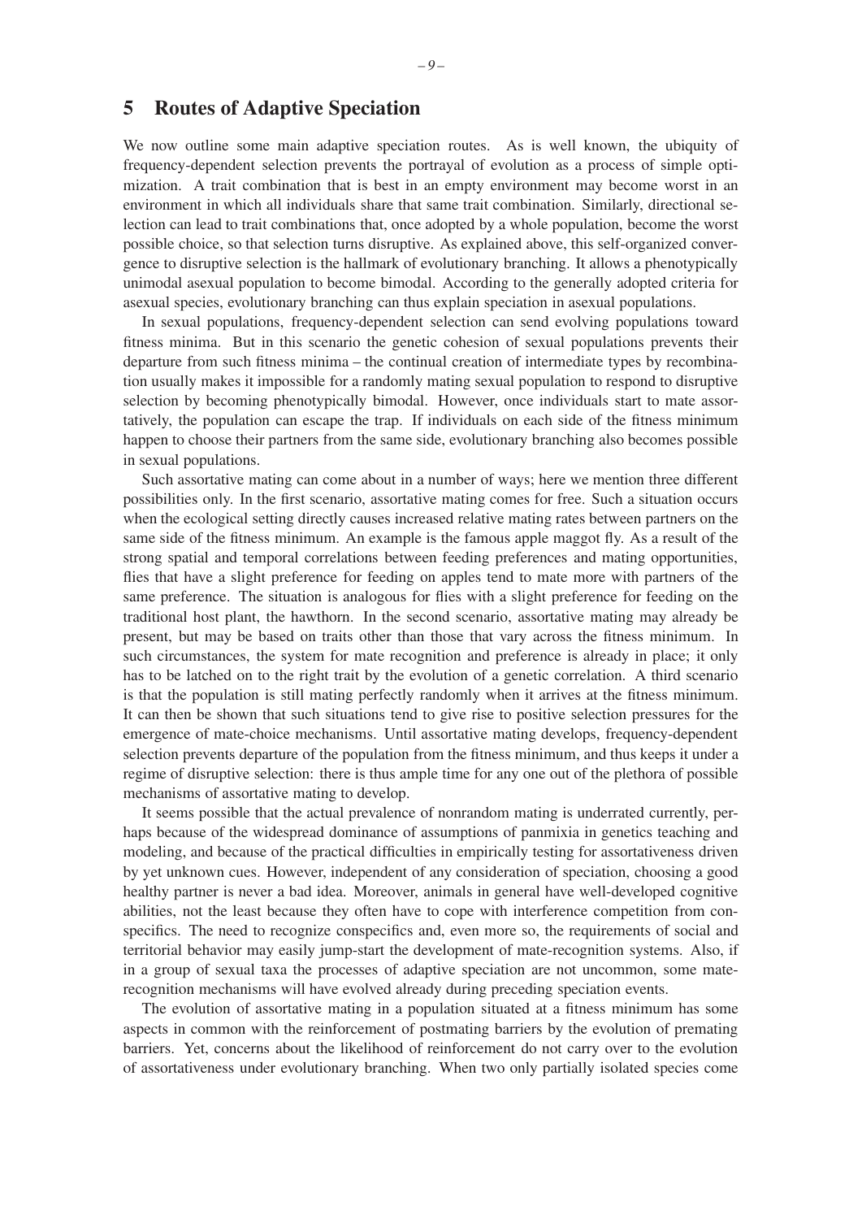## 5 Routes of Adaptive Speciation

We now outline some main adaptive speciation routes. As is well known, the ubiquity of frequency-dependent selection prevents the portrayal of evolution as a process of simple optimization. A trait combination that is best in an empty environment may become worst in an environment in which all individuals share that same trait combination. Similarly, directional selection can lead to trait combinations that, once adopted by a whole population, become the worst possible choice, so that selection turns disruptive. As explained above, this self-organized convergence to disruptive selection is the hallmark of evolutionary branching. It allows a phenotypically unimodal asexual population to become bimodal. According to the generally adopted criteria for asexual species, evolutionary branching can thus explain speciation in asexual populations.

In sexual populations, frequency-dependent selection can send evolving populations toward fitness minima. But in this scenario the genetic cohesion of sexual populations prevents their departure from such fitness minima – the continual creation of intermediate types by recombination usually makes it impossible for a randomly mating sexual population to respond to disruptive selection by becoming phenotypically bimodal. However, once individuals start to mate assortatively, the population can escape the trap. If individuals on each side of the fitness minimum happen to choose their partners from the same side, evolutionary branching also becomes possible in sexual populations.

Such assortative mating can come about in a number of ways; here we mention three different possibilities only. In the first scenario, assortative mating comes for free. Such a situation occurs when the ecological setting directly causes increased relative mating rates between partners on the same side of the fitness minimum. An example is the famous apple maggot fly. As a result of the strong spatial and temporal correlations between feeding preferences and mating opportunities, flies that have a slight preference for feeding on apples tend to mate more with partners of the same preference. The situation is analogous for flies with a slight preference for feeding on the traditional host plant, the hawthorn. In the second scenario, assortative mating may already be present, but may be based on traits other than those that vary across the fitness minimum. In such circumstances, the system for mate recognition and preference is already in place; it only has to be latched on to the right trait by the evolution of a genetic correlation. A third scenario is that the population is still mating perfectly randomly when it arrives at the fitness minimum. It can then be shown that such situations tend to give rise to positive selection pressures for the emergence of mate-choice mechanisms. Until assortative mating develops, frequency-dependent selection prevents departure of the population from the fitness minimum, and thus keeps it under a regime of disruptive selection: there is thus ample time for any one out of the plethora of possible mechanisms of assortative mating to develop.

It seems possible that the actual prevalence of nonrandom mating is underrated currently, perhaps because of the widespread dominance of assumptions of panmixia in genetics teaching and modeling, and because of the practical difficulties in empirically testing for assortativeness driven by yet unknown cues. However, independent of any consideration of speciation, choosing a good healthy partner is never a bad idea. Moreover, animals in general have well-developed cognitive abilities, not the least because they often have to cope with interference competition from conspecifics. The need to recognize conspecifics and, even more so, the requirements of social and territorial behavior may easily jump-start the development of mate-recognition systems. Also, if in a group of sexual taxa the processes of adaptive speciation are not uncommon, some mate-recognition mechanisms will have evolved already during preceding speciation events.

The evolution of assortative mating in a population situated at a fitness minimum has some aspects in common with the reinforcement of postmating barriers by the evolution of premating barriers. Yet, concerns about the likelihood of reinforcement do not carry over to the evolution of assortativeness under evolutionary branching. When two only partially isolated species come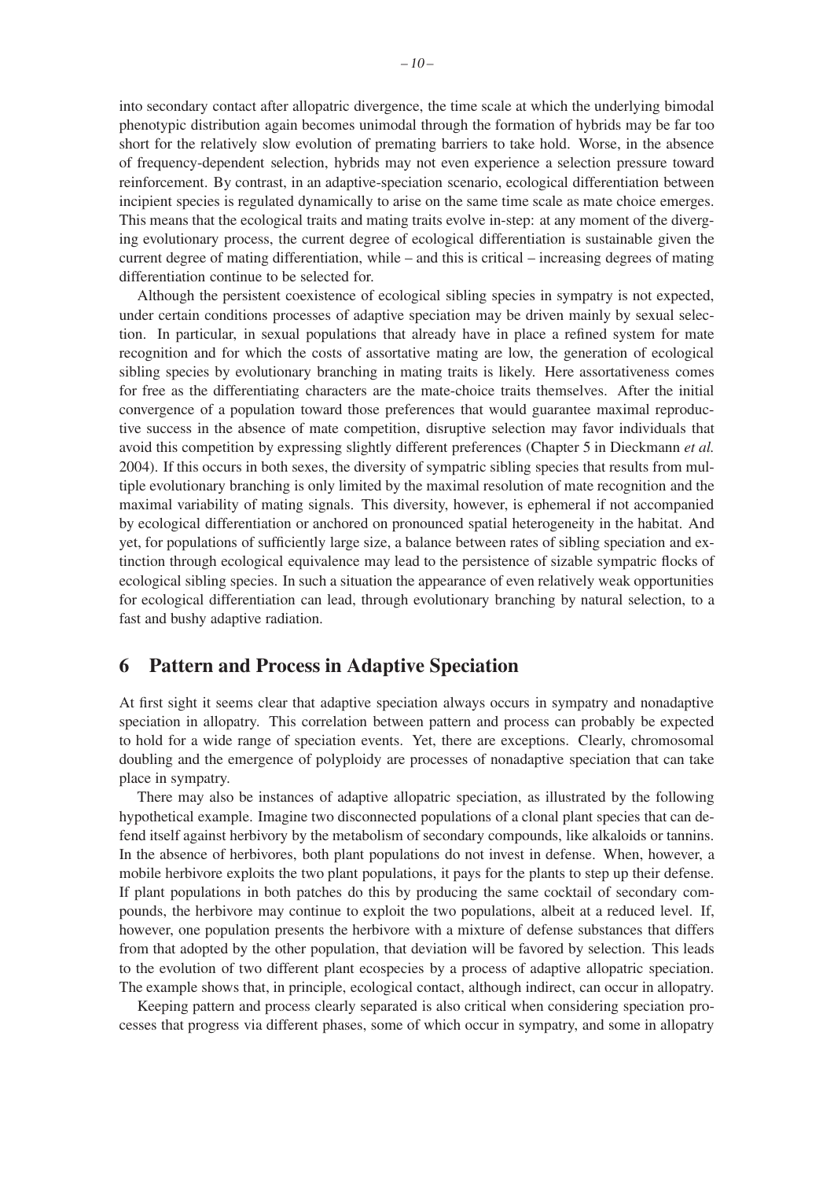into secondary contact after allopatric divergence, the time scale at which the underlying bimodal phenotypic distribution again becomes unimodal through the formation of hybrids may be far too short for the relatively slow evolution of premating barriers to take hold. Worse, in the absence of frequency-dependent selection, hybrids may not even experience a selection pressure toward reinforcement. By contrast, in an adaptive-speciation scenario, ecological differentiation between incipient species is regulated dynamically to arise on the same time scale as mate choice emerges. This means that the ecological traits and mating traits evolve in-step: at any moment of the diverging evolutionary process, the current degree of ecological differentiation is sustainable given the current degree of mating differentiation, while – and this is critical – increasing degrees of mating differentiation continue to be selected for.

Although the persistent coexistence of ecological sibling species in sympatry is not expected, under certain conditions processes of adaptive speciation may be driven mainly by sexual selection. In particular, in sexual populations that already have in place a refined system for mate recognition and for which the costs of assortative mating are low, the generation of ecological sibling species by evolutionary branching in mating traits is likely. Here assortativeness comes for free as the differentiating characters are the mate-choice traits themselves. After the initial convergence of a population toward those preferences that would guarantee maximal reproductive success in the absence of mate competition, disruptive selection may favor individuals that avoid this competition by expressing slightly different preferences (Chapter 5 in Dieckmann *et al.* 2004). If this occurs in both sexes, the diversity of sympatric sibling species that results from multiple evolutionary branching is only limited by the maximal resolution of mate recognition and the maximal variability of mating signals. This diversity, however, is ephemeral if not accompanied by ecological differentiation or anchored on pronounced spatial heterogeneity in the habitat. And yet, for populations of sufficiently large size, a balance between rates of sibling speciation and extinction through ecological equivalence may lead to the persistence of sizable sympatric flocks of ecological sibling species. In such a situation the appearance of even relatively weak opportunities for ecological differentiation can lead, through evolutionary branching by natural selection, to a fast and bushy adaptive radiation.

## 6 Pattern and Process in Adaptive Speciation

At first sight it seems clear that adaptive speciation always occurs in sympatry and nonadaptive speciation in allopatry. This correlation between pattern and process can probably be expected to hold for a wide range of speciation events. Yet, there are exceptions. Clearly, chromosomal doubling and the emergence of polyploidy are processes of nonadaptive speciation that can take place in sympatry.

There may also be instances of adaptive allopatric speciation, as illustrated by the following hypothetical example. Imagine two disconnected populations of a clonal plant species that can defend itself against herbivory by the metabolism of secondary compounds, like alkaloids or tannins. In the absence of herbivores, both plant populations do not invest in defense. When, however, a mobile herbivore exploits the two plant populations, it pays for the plants to step up their defense. If plant populations in both patches do this by producing the same cocktail of secondary compounds, the herbivore may continue to exploit the two populations, albeit at a reduced level. If, however, one population presents the herbivore with a mixture of defense substances that differs from that adopted by the other population, that deviation will be favored by selection. This leads to the evolution of two different plant ecospecies by a process of adaptive allopatric speciation. The example shows that, in principle, ecological contact, although indirect, can occur in allopatry.

Keeping pattern and process clearly separated is also critical when considering speciation processes that progress via different phases, some of which occur in sympatry, and some in allopatry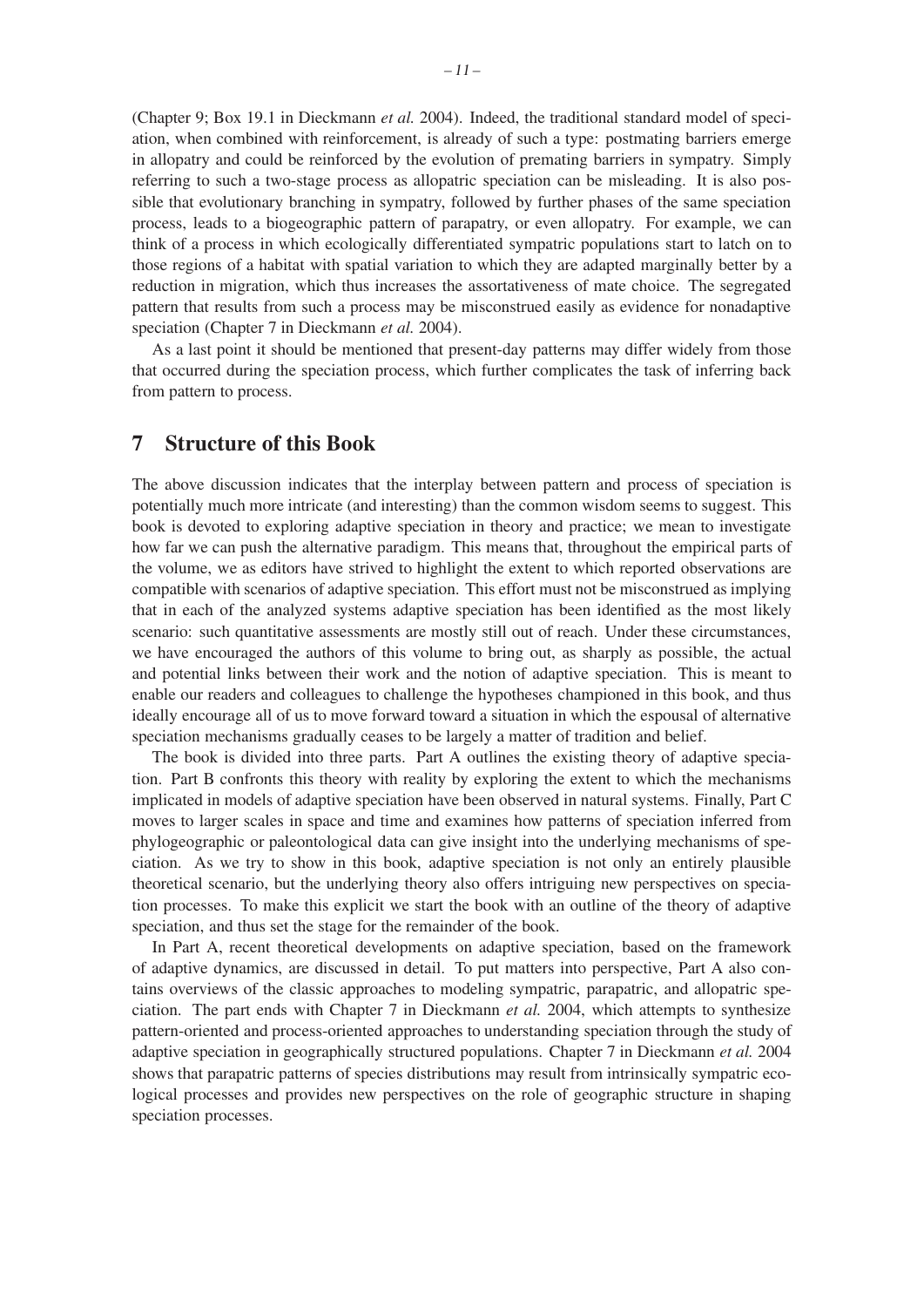(Chapter 9; Box 19.1 in Dieckmann *et al.* 2004). Indeed, the traditional standard model of speciation, when combined with reinforcement, is already of such a type: postmating barriers emerge in allopatry and could be reinforced by the evolution of premating barriers in sympatry. Simply referring to such a two-stage process as allopatric speciation can be misleading. It is also possible that evolutionary branching in sympatry, followed by further phases of the same speciation process, leads to a biogeographic pattern of parapatry, or even allopatry. For example, we can think of a process in which ecologically differentiated sympatric populations start to latch on to those regions of a habitat with spatial variation to which they are adapted marginally better by a reduction in migration, which thus increases the assortativeness of mate choice. The segregated pattern that results from such a process may be misconstrued easily as evidence for nonadaptive speciation (Chapter 7 in Dieckmann *et al.* 2004).

As a last point it should be mentioned that present-day patterns may differ widely from those that occurred during the speciation process, which further complicates the task of inferring back from pattern to process.

## 7 Structure of this Book

The above discussion indicates that the interplay between pattern and process of speciation is potentially much more intricate (and interesting) than the common wisdom seems to suggest. This book is devoted to exploring adaptive speciation in theory and practice; we mean to investigate how far we can push the alternative paradigm. This means that, throughout the empirical parts of the volume, we as editors have strived to highlight the extent to which reported observations are compatible with scenarios of adaptive speciation. This effort must not be misconstrued as implying that in each of the analyzed systems adaptive speciation has been identified as the most likely scenario: such quantitative assessments are mostly still out of reach. Under these circumstances, we have encouraged the authors of this volume to bring out, as sharply as possible, the actual and potential links between their work and the notion of adaptive speciation. This is meant to enable our readers and colleagues to challenge the hypotheses championed in this book, and thus ideally encourage all of us to move forward toward a situation in which the espousal of alternative speciation mechanisms gradually ceases to be largely a matter of tradition and belief.

The book is divided into three parts. Part A outlines the existing theory of adaptive speciation. Part B confronts this theory with reality by exploring the extent to which the mechanisms implicated in models of adaptive speciation have been observed in natural systems. Finally, Part C moves to larger scales in space and time and examines how patterns of speciation inferred from phylogeographic or paleontological data can give insight into the underlying mechanisms of speciation. As we try to show in this book, adaptive speciation is not only an entirely plausible theoretical scenario, but the underlying theory also offers intriguing new perspectives on speciation processes. To make this explicit we start the book with an outline of the theory of adaptive speciation, and thus set the stage for the remainder of the book.

In Part A, recent theoretical developments on adaptive speciation, based on the framework of adaptive dynamics, are discussed in detail. To put matters into perspective, Part A also contains overviews of the classic approaches to modeling sympatric, parapatric, and allopatric speciation. The part ends with Chapter 7 in Dieckmann *et al.* 2004, which attempts to synthesize pattern-oriented and process-oriented approaches to understanding speciation through the study of adaptive speciation in geographically structured populations. Chapter 7 in Dieckmann *et al.* 2004 shows that parapatric patterns of species distributions may result from intrinsically sympatric ecological processes and provides new perspectives on the role of geographic structure in shaping speciation processes.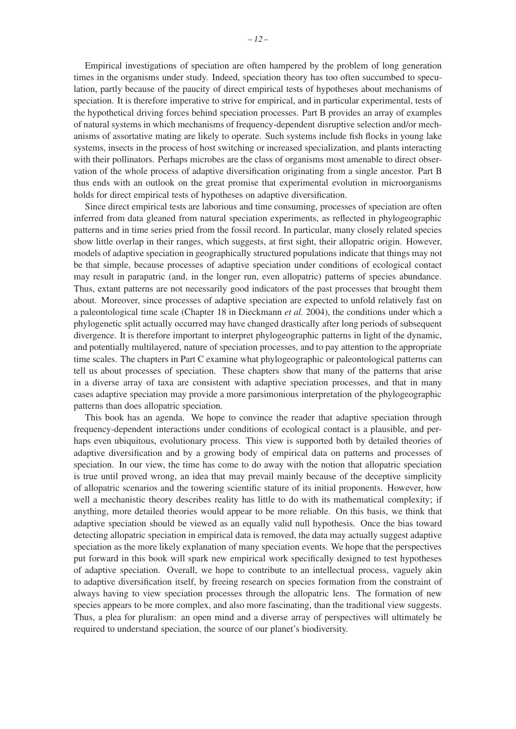Empirical investigations of speciation are often hampered by the problem of long generation times in the organisms under study. Indeed, speciation theory has too often succumbed to speculation, partly because of the paucity of direct empirical tests of hypotheses about mechanisms of speciation. It is therefore imperative to strive for empirical, and in particular experimental, tests of the hypothetical driving forces behind speciation processes. Part B provides an array of examples of natural systems in which mechanisms of frequency-dependent disruptive selection and/or mechanisms of assortative mating are likely to operate. Such systems include fish flocks in young lake systems, insects in the process of host switching or increased specialization, and plants interacting with their pollinators. Perhaps microbes are the class of organisms most amenable to direct observation of the whole process of adaptive diversification originating from a single ancestor. Part B thus ends with an outlook on the great promise that experimental evolution in microorganisms holds for direct empirical tests of hypotheses on adaptive diversification.

Since direct empirical tests are laborious and time consuming, processes of speciation are often inferred from data gleaned from natural speciation experiments, as reflected in phylogeographic patterns and in time series pried from the fossil record. In particular, many closely related species show little overlap in their ranges, which suggests, at first sight, their allopatric origin. However, models of adaptive speciation in geographically structured populations indicate that things may not be that simple, because processes of adaptive speciation under conditions of ecological contact may result in parapatric (and, in the longer run, even allopatric) patterns of species abundance. Thus, extant patterns are not necessarily good indicators of the past processes that brought them about. Moreover, since processes of adaptive speciation are expected to unfold relatively fast on a paleontological time scale (Chapter 18 in Dieckmann *et al.* 2004), the conditions under which a phylogenetic split actually occurred may have changed drastically after long periods of subsequent divergence. It is therefore important to interpret phylogeographic patterns in light of the dynamic, and potentially multilayered, nature of speciation processes, and to pay attention to the appropriate time scales. The chapters in Part C examine what phylogeographic or paleontological patterns can tell us about processes of speciation. These chapters show that many of the patterns that arise in a diverse array of taxa are consistent with adaptive speciation processes, and that in many cases adaptive speciation may provide a more parsimonious interpretation of the phylogeographic patterns than does allopatric speciation.

This book has an agenda. We hope to convince the reader that adaptive speciation through frequency-dependent interactions under conditions of ecological contact is a plausible, and perhaps even ubiquitous, evolutionary process. This view is supported both by detailed theories of adaptive diversification and by a growing body of empirical data on patterns and processes of speciation. In our view, the time has come to do away with the notion that allopatric speciation is true until proved wrong, an idea that may prevail mainly because of the deceptive simplicity of allopatric scenarios and the towering scientific stature of its initial proponents. However, how well a mechanistic theory describes reality has little to do with its mathematical complexity; if anything, more detailed theories would appear to be more reliable. On this basis, we think that adaptive speciation should be viewed as an equally valid null hypothesis. Once the bias toward detecting allopatric speciation in empirical data is removed, the data may actually suggest adaptive speciation as the more likely explanation of many speciation events. We hope that the perspectives put forward in this book will spark new empirical work specifically designed to test hypotheses of adaptive speciation. Overall, we hope to contribute to an intellectual process, vaguely akin to adaptive diversification itself, by freeing research on species formation from the constraint of always having to view speciation processes through the allopatric lens. The formation of new species appears to be more complex, and also more fascinating, than the traditional view suggests. Thus, a plea for pluralism: an open mind and a diverse array of perspectives will ultimately be required to understand speciation, the source of our planet's biodiversity.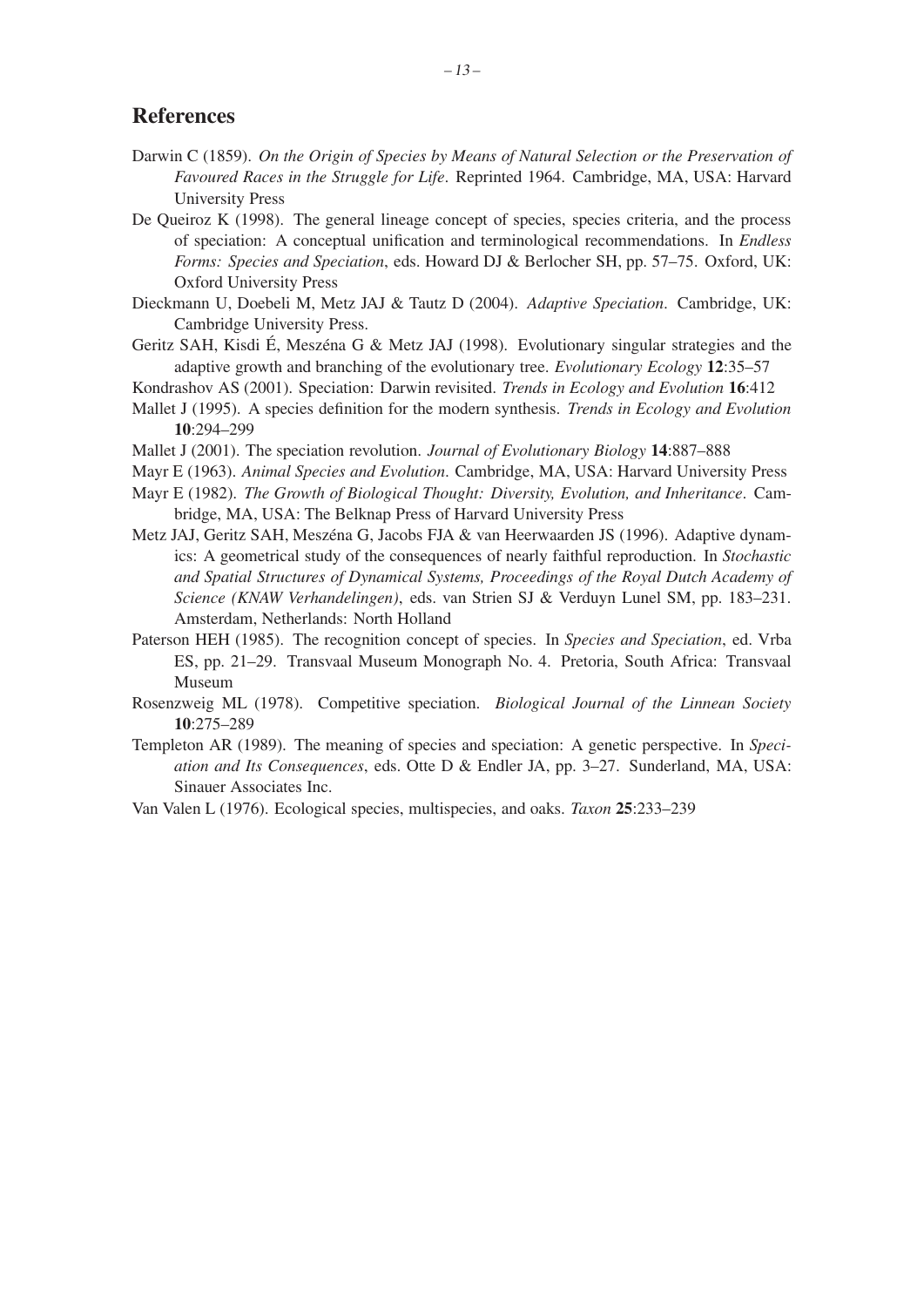## References

Darwin C (1859). *On the Origin of Species by Means of Natural Selection or the Preservation of Favoured Races in the Struggle for Life*. Reprinted 1964. Cambridge, MA, USA: Harvard University Press

De Queiroz K (1998). The general lineage concept of species, species criteria, and the process of speciation: A conceptual unification and terminological recommendations. In *Endless Forms: Species and Speciation*, eds. Howard DJ & Berlocher SH, pp. 57–75. Oxford, UK: Oxford University Press

Dieckmann U, Doebeli M, Metz JAJ & Tautz D (2004). *Adaptive Speciation*. Cambridge, UK: Cambridge University Press.

Geritz SAH, Kisdi É, Meszéna G & Metz JAJ (1998). Evolutionary singular strategies and the adaptive growth and branching of the evolutionary tree. *Evolutionary Ecology* **12**:35–57

Kondrashov AS (2001). Speciation: Darwin revisited. *Trends in Ecology and Evolution* **16**:412

Mallet J (1995). A species definition for the modern synthesis. *Trends in Ecology and Evolution* **10**:294–299

Mallet J (2001). The speciation revolution. *Journal of Evolutionary Biology* **14**:887–888

Mayr E (1963). *Animal Species and Evolution*. Cambridge, MA, USA: Harvard University Press

Mayr E (1982). *The Growth of Biological Thought: Diversity, Evolution, and Inheritance*. Cambridge, MA, USA: The Belknap Press of Harvard University Press

Metz JAJ, Geritz SAH, Meszéna G, Jacobs FJA & van Heerwaarden JS (1996). Adaptive dynamics: A geometrical study of the consequences of nearly faithful reproduction. In *Stochastic and Spatial Structures of Dynamical Systems, Proceedings of the Royal Dutch Academy of Science (KNAW Verhandelingen)*, eds. van Strien SJ & Verduyn Lunel SM, pp. 183–231. Amsterdam, Netherlands: North Holland

Paterson HEH (1985). The recognition concept of species. In *Species and Speciation*, ed. Vrba ES, pp. 21–29. Transvaal Museum Monograph No. 4. Pretoria, South Africa: Transvaal Museum

Rosenzweig ML (1978). Competitive speciation. *Biological Journal of the Linnean Society* **10**:275–289

Templeton AR (1989). The meaning of species and speciation: A genetic perspective. In *Speciation and Its Consequences*, eds. Otte D & Endler JA, pp. 3–27. Sunderland, MA, USA: Sinauer Associates Inc.

Van Valen L (1976). Ecological species, multispecies, and oaks. *Taxon* **25**:233–239